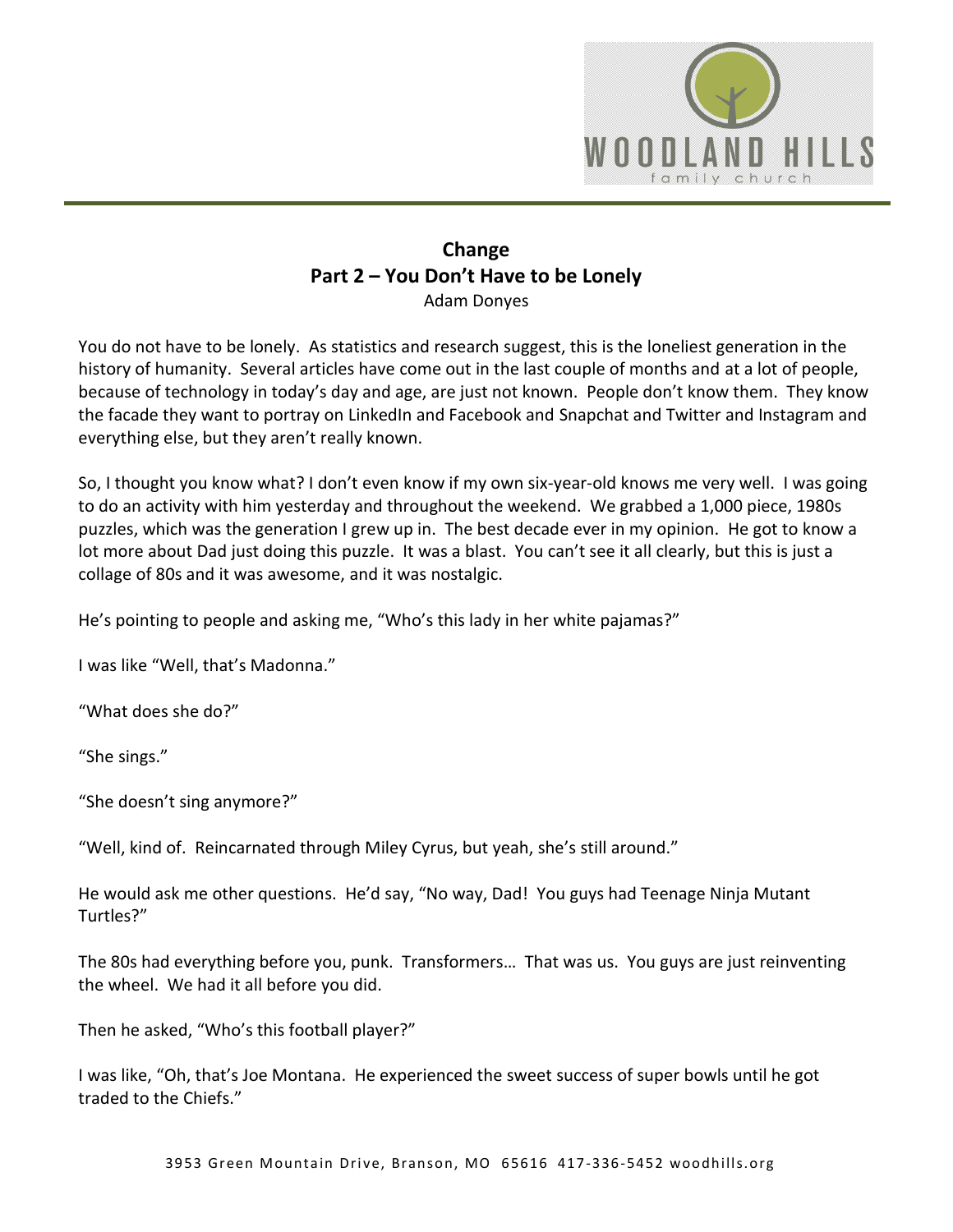# Change

## Part 2 – You Don't Have to be Lonely

Adam Donyes

You do not have to be lonely. As statistics and research suggest, this is the loneliest generation in the history of humanity. Several articles have come out in the last couple of months and at a lot of people, because of technology in today's day and age, are just not known. People don't know them. They know the facade they want to portray on LinkedIn and Facebook and Snapchat and Twitter and Instagram and everything else, but they aren't really known.

So, I thought you know what? I don't even know if my own six-year-old knows me very well. I was going to do an activity with him yesterday and throughout the weekend. We grabbed a 1,000 piece, 1980s puzzles, which was the generation I grew up in. The best decade ever in my opinion. He got to know a lot more about Dad just doing this puzzle. It was a blast. You can't see it all clearly, but this is just a collage of 80s and it was awesome, and it was nostalgic.

He's pointing to people and asking me, "Who's this lady in her white pajamas?"

I was like "Well, that's Madonna."

"What does she do?"

"She sings."

"She doesn't sing anymore?"

"Well, kind of. Reincarnated through Miley Cyrus, but yeah, she's still around."

He would ask me other questions. He'd say, "No way, Dad! You guys had Teenage Ninja Mutant Turtles?"

The 80s had everything before you, punk. Transformers… That was us. You guys are just reinventing the wheel. We had it all before you did.

Then he asked, "Who's this football player?"

I was like, "Oh, that's Joe Montana. He experienced the sweet success of super bowls until he got traded to the Chiefs."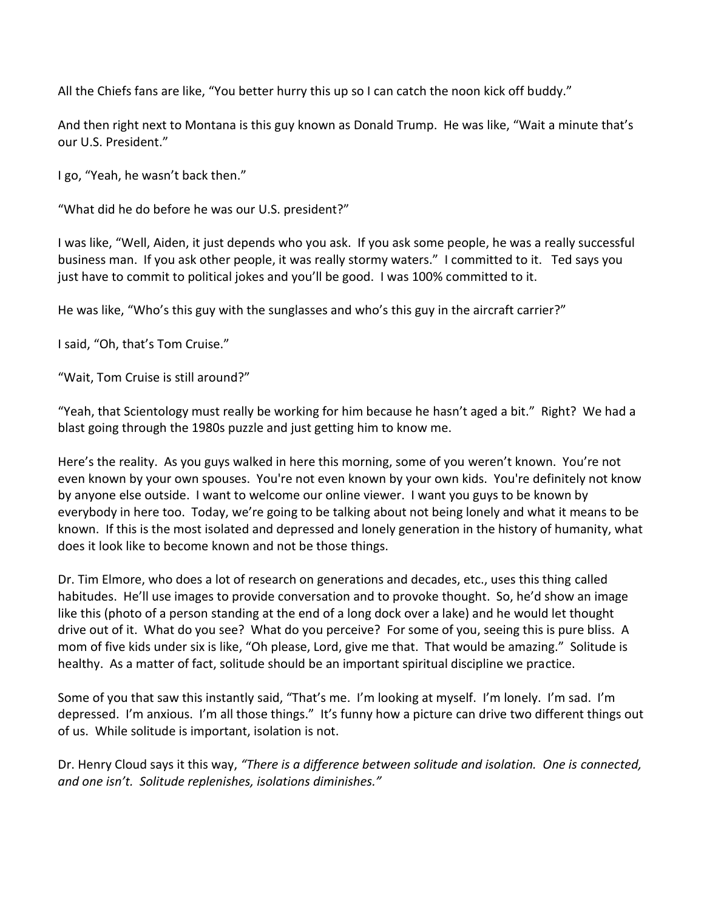All the Chiefs fans are like, "You better hurry this up so I can catch the noon kick off buddy."

And then right next to Montana is this guy known as Donald Trump. He was like, "Wait a minute that's our U.S. President."

I go, "Yeah, he wasn't back then."

"What did he do before he was our U.S. president?"

I was like, "Well, Aiden, it just depends who you ask. If you ask some people, he was a really successful business man. If you ask other people, it was really stormy waters." I committed to it. Ted says you just have to commit to political jokes and you'll be good. I was 100% committed to it.

He was like, "Who's this guy with the sunglasses and who's this guy in the aircraft carrier?"

I said, "Oh, that's Tom Cruise."

"Wait, Tom Cruise is still around?"

"Yeah, that Scientology must really be working for him because he hasn't aged a bit." Right? We had a blast going through the 1980s puzzle and just getting him to know me.

Here's the reality. As you guys walked in here this morning, some of you weren't known. You're not even known by your own spouses. You're not even known by your own kids. You're definitely not know by anyone else outside. I want to welcome our online viewer. I want you guys to be known by everybody in here too. Today, we're going to be talking about not being lonely and what it means to be known. If this is the most isolated and depressed and lonely generation in the history of humanity, what does it look like to become known and not be those things.

Dr. Tim Elmore, who does a lot of research on generations and decades, etc., uses this thing called habitudes. He'll use images to provide conversation and to provoke thought. So, he'd show an image like this (photo of a person standing at the end of a long dock over a lake) and he would let thought drive out of it. What do you see? What do you perceive? For some of you, seeing this is pure bliss. A mom of five kids under six is like, "Oh please, Lord, give me that. That would be amazing." Solitude is healthy. As a matter of fact, solitude should be an important spiritual discipline we practice.

Some of you that saw this instantly said, "That's me. I'm looking at myself. I'm lonely. I'm sad. I'm depressed. I'm anxious. I'm all those things." It's funny how a picture can drive two different things out of us. While solitude is important, isolation is not.

Dr. Henry Cloud says it this way, *"There is a difference between solitude and isolation. One is connected, and one isn't. Solitude replenishes, isolations diminishes."*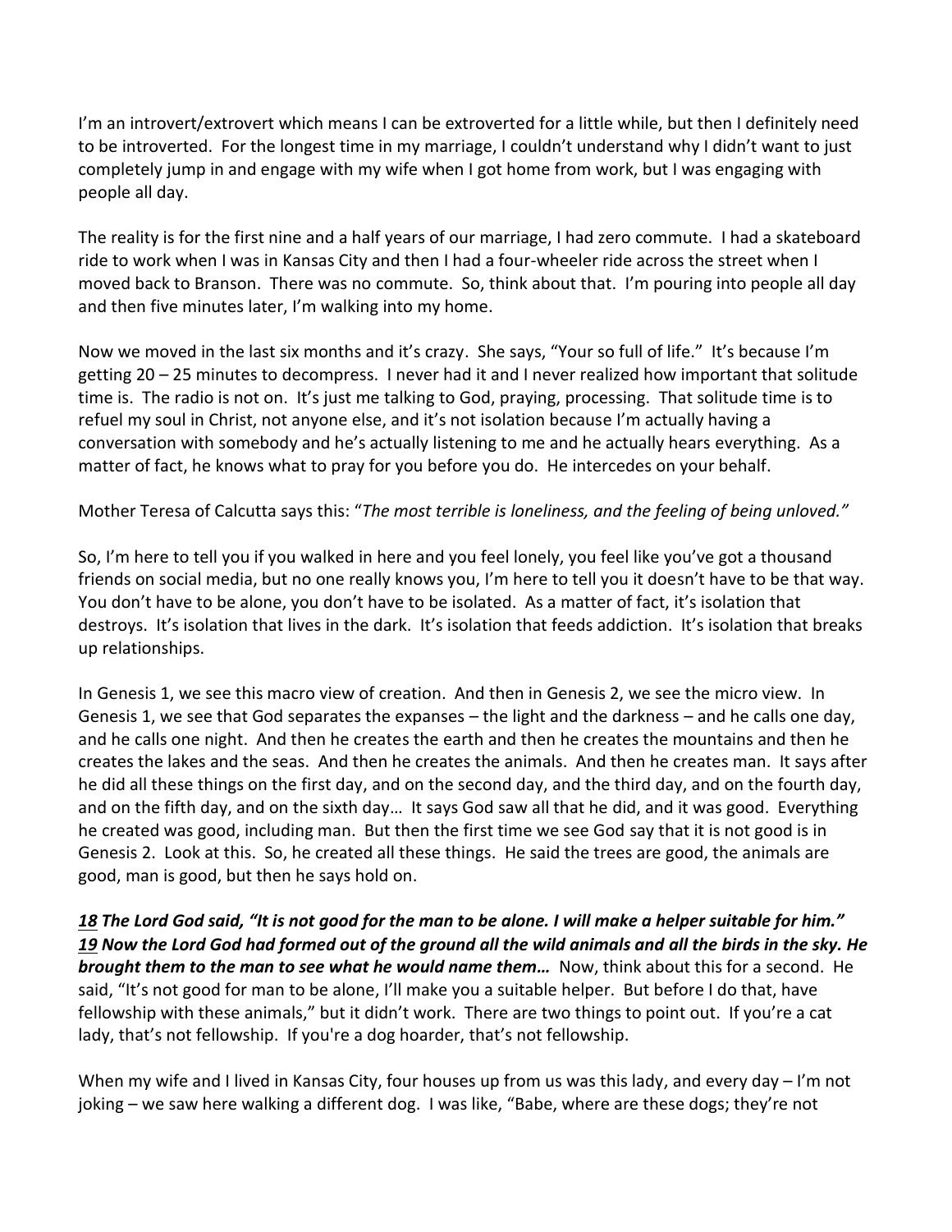I'm an introvert/extrovert which means I can be extroverted for a little while, but then I definitely need to be introverted. For the longest time in my marriage, I couldn't understand why I didn't want to just completely jump in and engage with my wife when I got home from work, but I was engaging with people all day.

The reality is for the first nine and a half years of our marriage, I had zero commute. I had a skateboard ride to work when I was in Kansas City and then I had a four-wheeler ride across the street when I moved back to Branson. There was no commute. So, think about that. I'm pouring into people all day and then five minutes later, I'm walking into my home.

Now we moved in the last six months and it's crazy. She says, "Your so full of life." It's because I'm getting 20 – 25 minutes to decompress. I never had it and I never realized how important that solitude time is. The radio is not on. It's just me talking to God, praying, processing. That solitude time is to refuel my soul in Christ, not anyone else, and it's not isolation because I'm actually having a conversation with somebody and he's actually listening to me and he actually hears everything. As a matter of fact, he knows what to pray for you before you do. He intercedes on your behalf.

Mother Teresa of Calcutta says this: "*The most terrible is loneliness, and the feeling of being unloved.*"

So, I'm here to tell you if you walked in here and you feel lonely, you feel like you've got a thousand friends on social media, but no one really knows you, I'm here to tell you it doesn't have to be that way. You don't have to be alone, you don't have to be isolated. As a matter of fact, it's isolation that destroys. It's isolation that lives in the dark. It's isolation that feeds addiction. It's isolation that breaks up relationships.

In Genesis 1, we see this macro view of creation. And then in Genesis 2, we see the micro view. In Genesis 1, we see that God separates the expanses – the light and the darkness – and he calls one day, and he calls one night. And then he creates the earth and then he creates the mountains and then he creates the lakes and the seas. And then he creates the animals. And then he creates man. It says after he did all these things on the first day, and on the second day, and the third day, and on the fourth day, and on the fifth day, and on the sixth day… It says God saw all that he did, and it was good. Everything he created was good, including man. But then the first time we see God say that it is not good is in Genesis 2. Look at this. So, he created all these things. He said the trees are good, the animals are good, man is good, but then he says hold on.

***18 The Lord God said, "It is not good for the man to be alone. I will make a helper suitable for him." 19 Now the Lord God had formed out of the ground all the wild animals and all the birds in the sky. He brought them to the man to see what he would name them…*** Now, think about this for a second. He said, "It's not good for man to be alone, I'll make you a suitable helper. But before I do that, have fellowship with these animals," but it didn't work. There are two things to point out. If you're a cat lady, that's not fellowship. If you're a dog hoarder, that's not fellowship.

When my wife and I lived in Kansas City, four houses up from us was this lady, and every day – I'm not joking – we saw here walking a different dog. I was like, "Babe, where are these dogs; they're not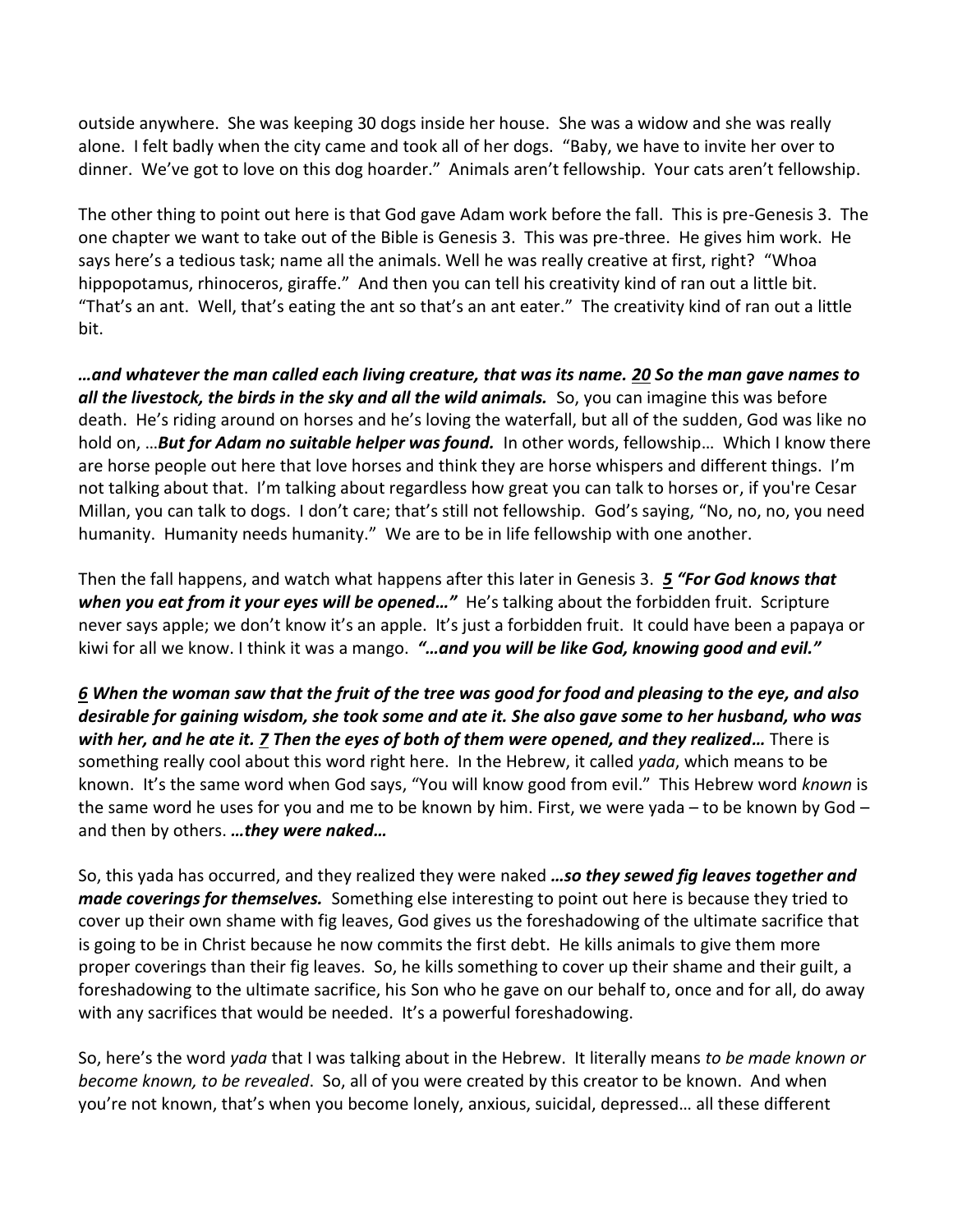outside anywhere. She was keeping 30 dogs inside her house. She was a widow and she was really alone. I felt badly when the city came and took all of her dogs. "Baby, we have to invite her over to dinner. We've got to love on this dog hoarder." Animals aren't fellowship. Your cats aren't fellowship.

The other thing to point out here is that God gave Adam work before the fall. This is pre-Genesis 3. The one chapter we want to take out of the Bible is Genesis 3. This was pre-three. He gives him work. He says here's a tedious task; name all the animals. Well he was really creative at first, right? "Whoa hippopotamus, rhinoceros, giraffe." And then you can tell his creativity kind of ran out a little bit. "That's an ant. Well, that's eating the ant so that's an ant eater." The creativity kind of ran out a little bit.

***…and whatever the man called each living creature, that was its name. <u>20</u> So the man gave names to all the livestock, the birds in the sky and all the wild animals.*** So, you can imagine this was before death. He's riding around on horses and he's loving the waterfall, but all of the sudden, God was like no hold on, …***But for Adam no suitable helper was found.*** In other words, fellowship… Which I know there are horse people out here that love horses and think they are horse whispers and different things. I'm not talking about that. I'm talking about regardless how great you can talk to horses or, if you're Cesar Millan, you can talk to dogs. I don't care; that's still not fellowship. God's saying, "No, no, no, you need humanity. Humanity needs humanity." We are to be in life fellowship with one another.

Then the fall happens, and watch what happens after this later in Genesis 3. ***<u>5</u> "For God knows that when you eat from it your eyes will be opened…"*** He's talking about the forbidden fruit. Scripture never says apple; we don't know it's an apple. It's just a forbidden fruit. It could have been a papaya or kiwi for all we know. I think it was a mango. ***"…and you will be like God, knowing good and evil."***

***<u>6</u> When the woman saw that the fruit of the tree was good for food and pleasing to the eye, and also desirable for gaining wisdom, she took some and ate it. She also gave some to her husband, who was with her, and he ate it. <u>7</u> Then the eyes of both of them were opened, and they realized…*** There is something really cool about this word right here. In the Hebrew, it called *yada*, which means to be known. It's the same word when God says, "You will know good from evil." This Hebrew word *known* is the same word he uses for you and me to be known by him. First, we were yada – to be known by God – and then by others. ***…they were naked…***

So, this yada has occurred, and they realized they were naked ***…so they sewed fig leaves together and made coverings for themselves.*** Something else interesting to point out here is because they tried to cover up their own shame with fig leaves, God gives us the foreshadowing of the ultimate sacrifice that is going to be in Christ because he now commits the first debt. He kills animals to give them more proper coverings than their fig leaves. So, he kills something to cover up their shame and their guilt, a foreshadowing to the ultimate sacrifice, his Son who he gave on our behalf to, once and for all, do away with any sacrifices that would be needed. It's a powerful foreshadowing.

So, here's the word *yada* that I was talking about in the Hebrew. It literally means *to be made known or become known, to be revealed*. So, all of you were created by this creator to be known. And when you're not known, that's when you become lonely, anxious, suicidal, depressed… all these different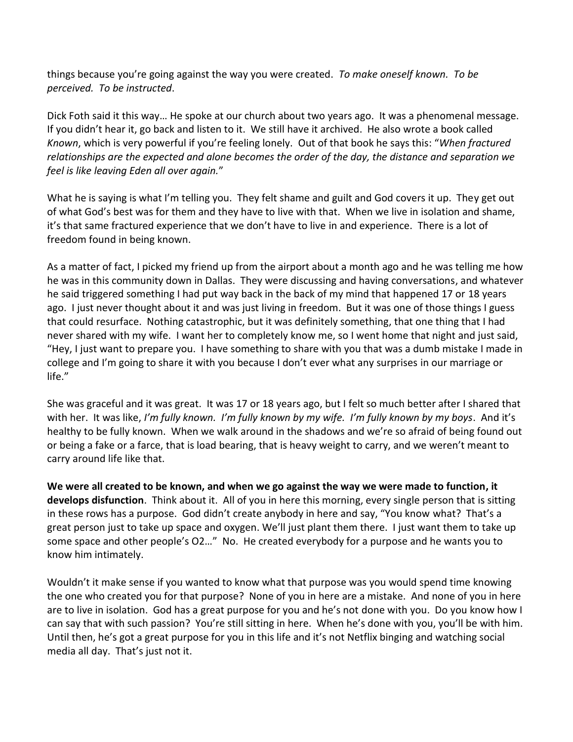things because you're going against the way you were created. *To make oneself known. To be perceived. To be instructed*.

Dick Foth said it this way… He spoke at our church about two years ago. It was a phenomenal message. If you didn't hear it, go back and listen to it. We still have it archived. He also wrote a book called *Known*, which is very powerful if you're feeling lonely. Out of that book he says this: "*When fractured relationships are the expected and alone becomes the order of the day, the distance and separation we feel is like leaving Eden all over again.*"

What he is saying is what I'm telling you. They felt shame and guilt and God covers it up. They get out of what God's best was for them and they have to live with that. When we live in isolation and shame, it's that same fractured experience that we don't have to live in and experience. There is a lot of freedom found in being known.

As a matter of fact, I picked my friend up from the airport about a month ago and he was telling me how he was in this community down in Dallas. They were discussing and having conversations, and whatever he said triggered something I had put way back in the back of my mind that happened 17 or 18 years ago. I just never thought about it and was just living in freedom. But it was one of those things I guess that could resurface. Nothing catastrophic, but it was definitely something, that one thing that I had never shared with my wife. I want her to completely know me, so I went home that night and just said, "Hey, I just want to prepare you. I have something to share with you that was a dumb mistake I made in college and I'm going to share it with you because I don't ever what any surprises in our marriage or life."

She was graceful and it was great. It was 17 or 18 years ago, but I felt so much better after I shared that with her. It was like, *I'm fully known. I'm fully known by my wife. I'm fully known by my boys*. And it's healthy to be fully known. When we walk around in the shadows and we're so afraid of being found out or being a fake or a farce, that is load bearing, that is heavy weight to carry, and we weren't meant to carry around life like that.

**We were all created to be known, and when we go against the way we were made to function, it develops disfunction**. Think about it. All of you in here this morning, every single person that is sitting in these rows has a purpose. God didn't create anybody in here and say, "You know what? That's a great person just to take up space and oxygen. We'll just plant them there. I just want them to take up some space and other people's O2…" No. He created everybody for a purpose and he wants you to know him intimately.

Wouldn't it make sense if you wanted to know what that purpose was you would spend time knowing the one who created you for that purpose? None of you in here are a mistake. And none of you in here are to live in isolation. God has a great purpose for you and he's not done with you. Do you know how I can say that with such passion? You're still sitting in here. When he's done with you, you'll be with him. Until then, he's got a great purpose for you in this life and it's not Netflix binging and watching social media all day. That's just not it.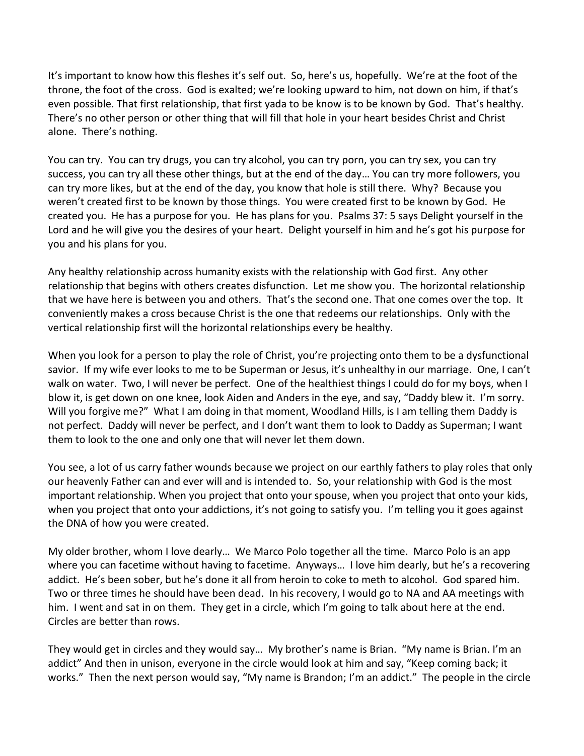It's important to know how this fleshes it's self out. So, here's us, hopefully. We're at the foot of the throne, the foot of the cross. God is exalted; we're looking upward to him, not down on him, if that's even possible. That first relationship, that first yada to be know is to be known by God. That's healthy. There's no other person or other thing that will fill that hole in your heart besides Christ and Christ alone. There's nothing.

You can try. You can try drugs, you can try alcohol, you can try porn, you can try sex, you can try success, you can try all these other things, but at the end of the day… You can try more followers, you can try more likes, but at the end of the day, you know that hole is still there. Why? Because you weren't created first to be known by those things. You were created first to be known by God. He created you. He has a purpose for you. He has plans for you. Psalms 37: 5 says Delight yourself in the Lord and he will give you the desires of your heart. Delight yourself in him and he's got his purpose for you and his plans for you.

Any healthy relationship across humanity exists with the relationship with God first. Any other relationship that begins with others creates disfunction. Let me show you. The horizontal relationship that we have here is between you and others. That's the second one. That one comes over the top. It conveniently makes a cross because Christ is the one that redeems our relationships. Only with the vertical relationship first will the horizontal relationships every be healthy.

When you look for a person to play the role of Christ, you're projecting onto them to be a dysfunctional savior. If my wife ever looks to me to be Superman or Jesus, it's unhealthy in our marriage. One, I can't walk on water. Two, I will never be perfect. One of the healthiest things I could do for my boys, when I blow it, is get down on one knee, look Aiden and Anders in the eye, and say, "Daddy blew it. I'm sorry. Will you forgive me?" What I am doing in that moment, Woodland Hills, is I am telling them Daddy is not perfect. Daddy will never be perfect, and I don't want them to look to Daddy as Superman; I want them to look to the one and only one that will never let them down.

You see, a lot of us carry father wounds because we project on our earthly fathers to play roles that only our heavenly Father can and ever will and is intended to. So, your relationship with God is the most important relationship. When you project that onto your spouse, when you project that onto your kids, when you project that onto your addictions, it's not going to satisfy you. I'm telling you it goes against the DNA of how you were created.

My older brother, whom I love dearly… We Marco Polo together all the time. Marco Polo is an app where you can facetime without having to facetime. Anyways… I love him dearly, but he's a recovering addict. He's been sober, but he's done it all from heroin to coke to meth to alcohol. God spared him. Two or three times he should have been dead. In his recovery, I would go to NA and AA meetings with him. I went and sat in on them. They get in a circle, which I'm going to talk about here at the end. Circles are better than rows.

They would get in circles and they would say… My brother's name is Brian. "My name is Brian. I'm an addict" And then in unison, everyone in the circle would look at him and say, "Keep coming back; it works." Then the next person would say, "My name is Brandon; I'm an addict." The people in the circle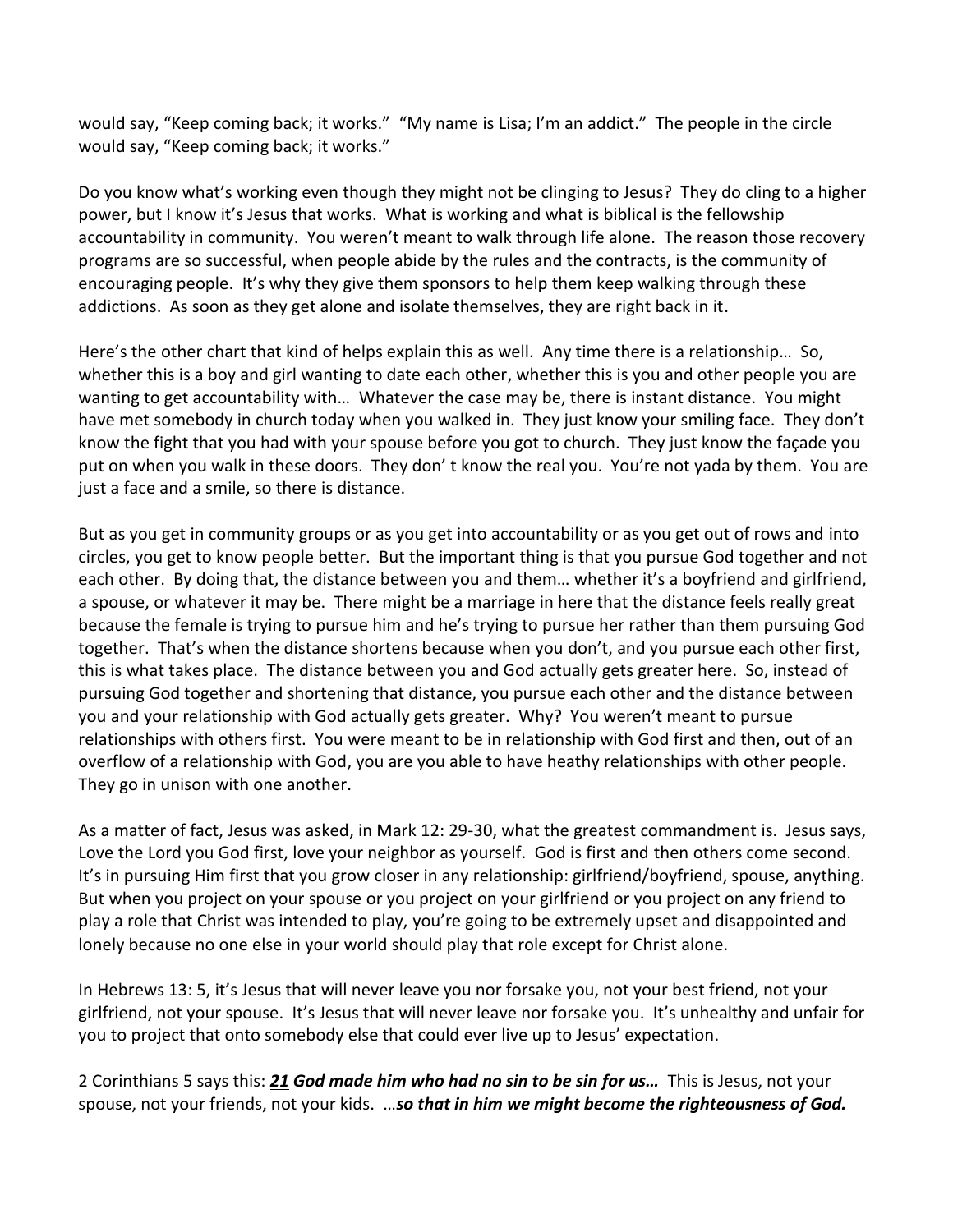would say, "Keep coming back; it works." "My name is Lisa; I'm an addict." The people in the circle would say, "Keep coming back; it works."

Do you know what's working even though they might not be clinging to Jesus? They do cling to a higher power, but I know it's Jesus that works. What is working and what is biblical is the fellowship accountability in community. You weren't meant to walk through life alone. The reason those recovery programs are so successful, when people abide by the rules and the contracts, is the community of encouraging people. It's why they give them sponsors to help them keep walking through these addictions. As soon as they get alone and isolate themselves, they are right back in it.

Here's the other chart that kind of helps explain this as well. Any time there is a relationship… So, whether this is a boy and girl wanting to date each other, whether this is you and other people you are wanting to get accountability with… Whatever the case may be, there is instant distance. You might have met somebody in church today when you walked in. They just know your smiling face. They don't know the fight that you had with your spouse before you got to church. They just know the façade you put on when you walk in these doors. They don' t know the real you. You're not yada by them. You are just a face and a smile, so there is distance.

But as you get in community groups or as you get into accountability or as you get out of rows and into circles, you get to know people better. But the important thing is that you pursue God together and not each other. By doing that, the distance between you and them… whether it's a boyfriend and girlfriend, a spouse, or whatever it may be. There might be a marriage in here that the distance feels really great because the female is trying to pursue him and he's trying to pursue her rather than them pursuing God together. That's when the distance shortens because when you don't, and you pursue each other first, this is what takes place. The distance between you and God actually gets greater here. So, instead of pursuing God together and shortening that distance, you pursue each other and the distance between you and your relationship with God actually gets greater. Why? You weren't meant to pursue relationships with others first. You were meant to be in relationship with God first and then, out of an overflow of a relationship with God, you are you able to have heathy relationships with other people. They go in unison with one another.

As a matter of fact, Jesus was asked, in Mark 12: 29-30, what the greatest commandment is. Jesus says, Love the Lord you God first, love your neighbor as yourself. God is first and then others come second. It's in pursuing Him first that you grow closer in any relationship: girlfriend/boyfriend, spouse, anything. But when you project on your spouse or you project on your girlfriend or you project on any friend to play a role that Christ was intended to play, you're going to be extremely upset and disappointed and lonely because no one else in your world should play that role except for Christ alone.

In Hebrews 13: 5, it's Jesus that will never leave you nor forsake you, not your best friend, not your girlfriend, not your spouse. It's Jesus that will never leave nor forsake you. It's unhealthy and unfair for you to project that onto somebody else that could ever live up to Jesus' expectation.

2 Corinthians 5 says this: ***21*** ***God made him who had no sin to be sin for us…*** This is Jesus, not your spouse, not your friends, not your kids. …***so that in him we might become the righteousness of God.***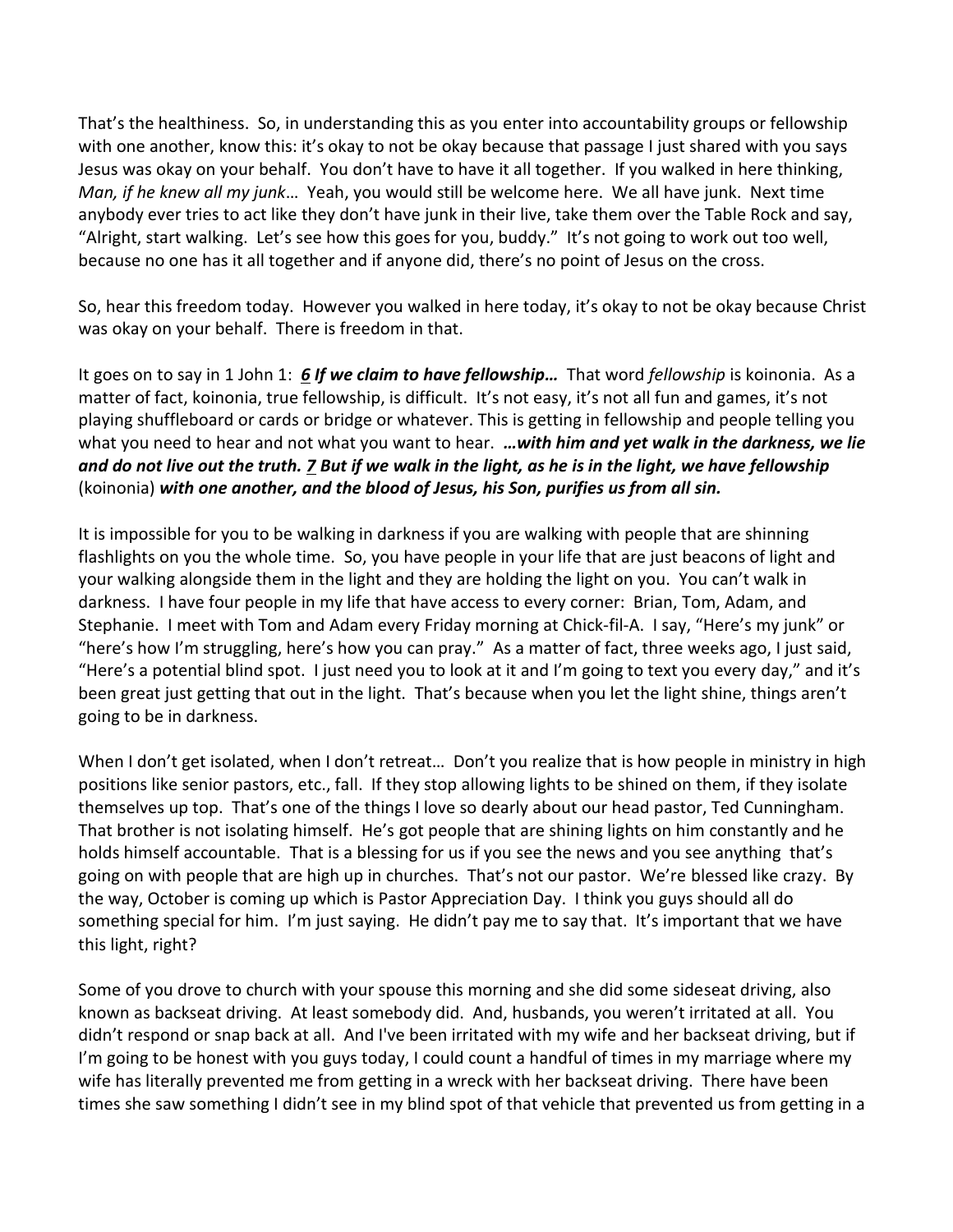That's the healthiness. So, in understanding this as you enter into accountability groups or fellowship with one another, know this: it's okay to not be okay because that passage I just shared with you says Jesus was okay on your behalf. You don't have to have it all together. If you walked in here thinking, *Man, if he knew all my junk*… Yeah, you would still be welcome here. We all have junk. Next time anybody ever tries to act like they don't have junk in their live, take them over the Table Rock and say, "Alright, start walking. Let's see how this goes for you, buddy." It's not going to work out too well, because no one has it all together and if anyone did, there's no point of Jesus on the cross.

So, hear this freedom today. However you walked in here today, it's okay to not be okay because Christ was okay on your behalf. There is freedom in that.

It goes on to say in 1 John 1: ***6 If we claim to have fellowship…*** That word *fellowship* is koinonia. As a matter of fact, koinonia, true fellowship, is difficult. It's not easy, it's not all fun and games, it's not playing shuffleboard or cards or bridge or whatever. This is getting in fellowship and people telling you what you need to hear and not what you want to hear. ***…with him and yet walk in the darkness, we lie and do not live out the truth. 7 But if we walk in the light, as he is in the light, we have fellowship*** (koinonia) ***with one another, and the blood of Jesus, his Son, purifies us from all sin.***

It is impossible for you to be walking in darkness if you are walking with people that are shinning flashlights on you the whole time. So, you have people in your life that are just beacons of light and your walking alongside them in the light and they are holding the light on you. You can't walk in darkness. I have four people in my life that have access to every corner: Brian, Tom, Adam, and Stephanie. I meet with Tom and Adam every Friday morning at Chick-fil-A. I say, "Here's my junk" or "here's how I'm struggling, here's how you can pray." As a matter of fact, three weeks ago, I just said, "Here's a potential blind spot. I just need you to look at it and I'm going to text you every day," and it's been great just getting that out in the light. That's because when you let the light shine, things aren't going to be in darkness.

When I don't get isolated, when I don't retreat… Don't you realize that is how people in ministry in high positions like senior pastors, etc., fall. If they stop allowing lights to be shined on them, if they isolate themselves up top. That's one of the things I love so dearly about our head pastor, Ted Cunningham. That brother is not isolating himself. He's got people that are shining lights on him constantly and he holds himself accountable. That is a blessing for us if you see the news and you see anything that's going on with people that are high up in churches. That's not our pastor. We're blessed like crazy. By the way, October is coming up which is Pastor Appreciation Day. I think you guys should all do something special for him. I'm just saying. He didn't pay me to say that. It's important that we have this light, right?

Some of you drove to church with your spouse this morning and she did some sideseat driving, also known as backseat driving. At least somebody did. And, husbands, you weren't irritated at all. You didn't respond or snap back at all. And I've been irritated with my wife and her backseat driving, but if I'm going to be honest with you guys today, I could count a handful of times in my marriage where my wife has literally prevented me from getting in a wreck with her backseat driving. There have been times she saw something I didn't see in my blind spot of that vehicle that prevented us from getting in a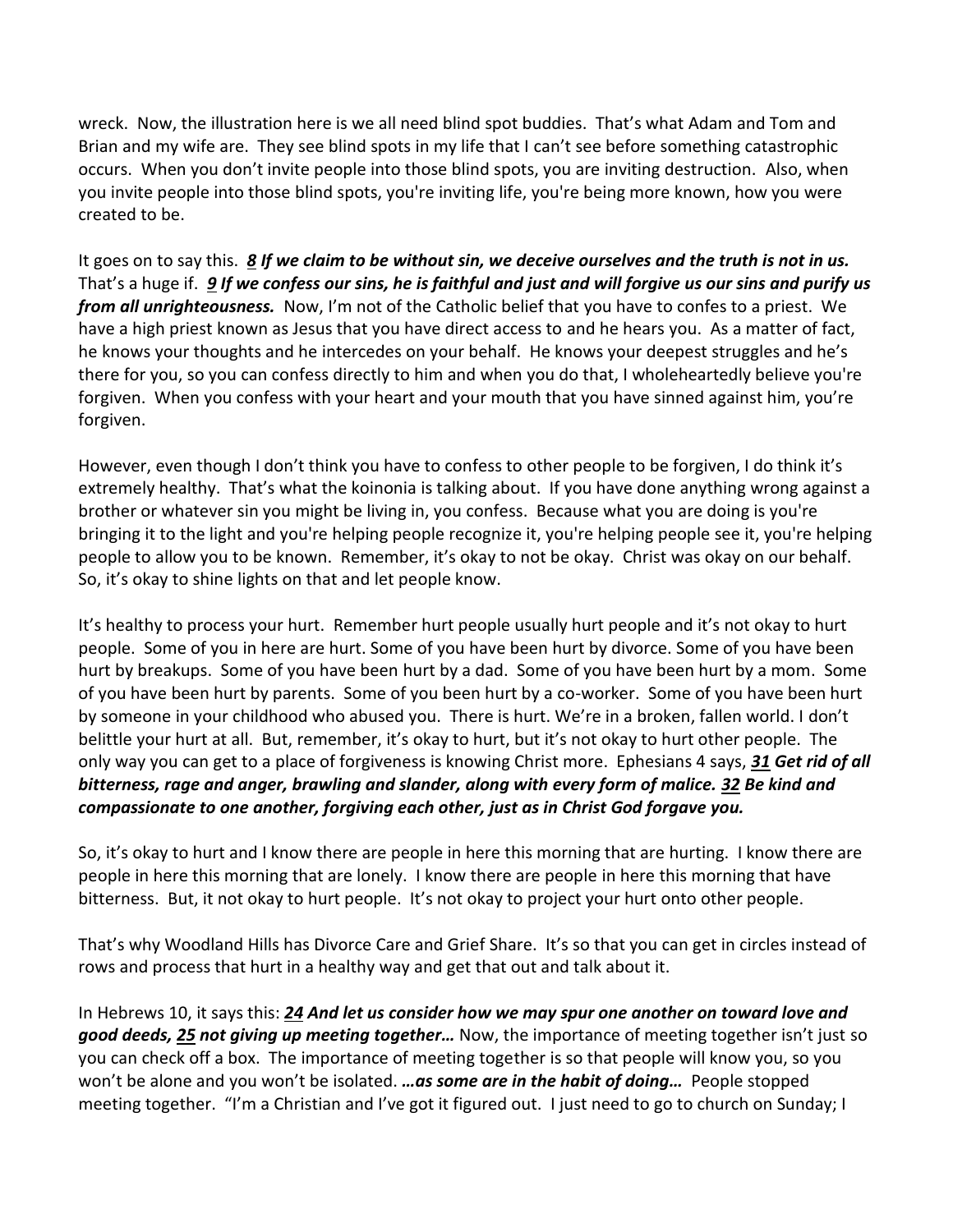wreck. Now, the illustration here is we all need blind spot buddies. That's what Adam and Tom and Brian and my wife are. They see blind spots in my life that I can't see before something catastrophic occurs. When you don't invite people into those blind spots, you are inviting destruction. Also, when you invite people into those blind spots, you're inviting life, you're being more known, how you were created to be.

It goes on to say this. ***8 If we claim to be without sin, we deceive ourselves and the truth is not in us.*** That's a huge if. ***9 If we confess our sins, he is faithful and just and will forgive us our sins and purify us from all unrighteousness.*** Now, I'm not of the Catholic belief that you have to confes to a priest. We have a high priest known as Jesus that you have direct access to and he hears you. As a matter of fact, he knows your thoughts and he intercedes on your behalf. He knows your deepest struggles and he's there for you, so you can confess directly to him and when you do that, I wholeheartedly believe you're forgiven. When you confess with your heart and your mouth that you have sinned against him, you're forgiven.

However, even though I don't think you have to confess to other people to be forgiven, I do think it's extremely healthy. That's what the koinonia is talking about. If you have done anything wrong against a brother or whatever sin you might be living in, you confess. Because what you are doing is you're bringing it to the light and you're helping people recognize it, you're helping people see it, you're helping people to allow you to be known. Remember, it's okay to not be okay. Christ was okay on our behalf. So, it's okay to shine lights on that and let people know.

It's healthy to process your hurt. Remember hurt people usually hurt people and it's not okay to hurt people. Some of you in here are hurt. Some of you have been hurt by divorce. Some of you have been hurt by breakups. Some of you have been hurt by a dad. Some of you have been hurt by a mom. Some of you have been hurt by parents. Some of you been hurt by a co-worker. Some of you have been hurt by someone in your childhood who abused you. There is hurt. We're in a broken, fallen world. I don't belittle your hurt at all. But, remember, it's okay to hurt, but it's not okay to hurt other people. The only way you can get to a place of forgiveness is knowing Christ more. Ephesians 4 says, ***31 Get rid of all bitterness, rage and anger, brawling and slander, along with every form of malice. 32 Be kind and compassionate to one another, forgiving each other, just as in Christ God forgave you.***

So, it's okay to hurt and I know there are people in here this morning that are hurting. I know there are people in here this morning that are lonely. I know there are people in here this morning that have bitterness. But, it not okay to hurt people. It's not okay to project your hurt onto other people.

That's why Woodland Hills has Divorce Care and Grief Share. It's so that you can get in circles instead of rows and process that hurt in a healthy way and get that out and talk about it.

In Hebrews 10, it says this: ***24 And let us consider how we may spur one another on toward love and good deeds, 25 not giving up meeting together…*** Now, the importance of meeting together isn't just so you can check off a box. The importance of meeting together is so that people will know you, so you won't be alone and you won't be isolated. ***…as some are in the habit of doing…*** People stopped meeting together. "I'm a Christian and I've got it figured out. I just need to go to church on Sunday; I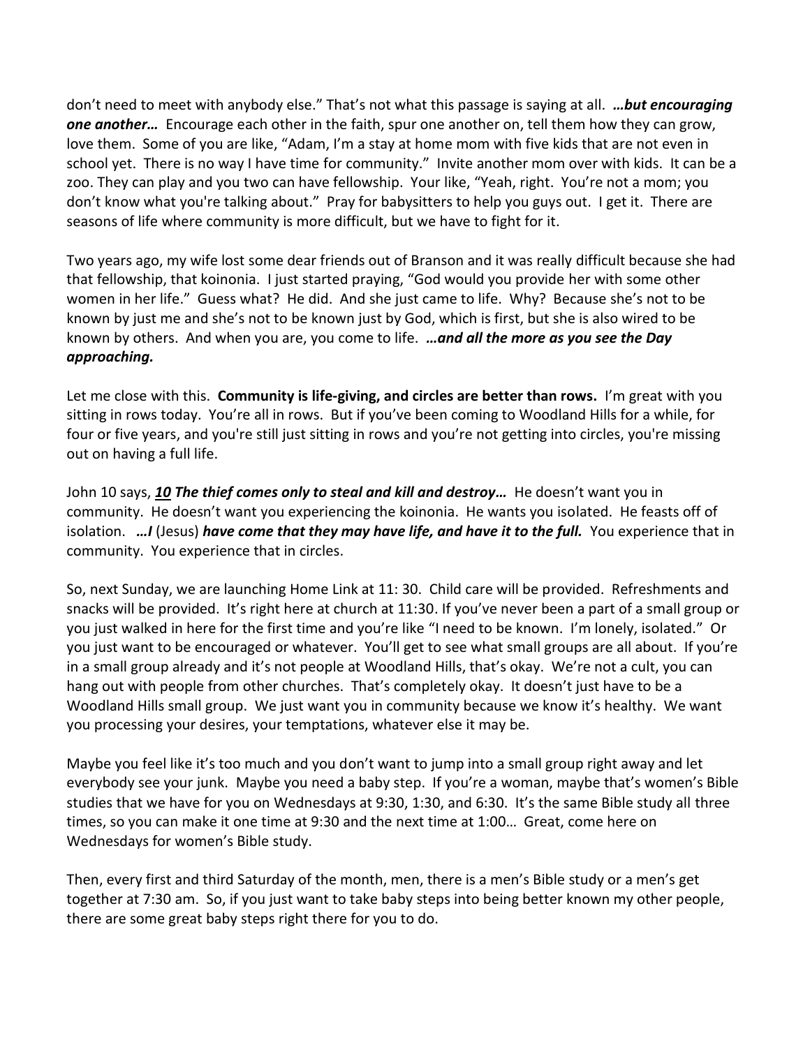don't need to meet with anybody else." That's not what this passage is saying at all. ***…but encouraging one another…*** Encourage each other in the faith, spur one another on, tell them how they can grow, love them. Some of you are like, "Adam, I'm a stay at home mom with five kids that are not even in school yet. There is no way I have time for community." Invite another mom over with kids. It can be a zoo. They can play and you two can have fellowship. Your like, "Yeah, right. You're not a mom; you don't know what you're talking about." Pray for babysitters to help you guys out. I get it. There are seasons of life where community is more difficult, but we have to fight for it.

Two years ago, my wife lost some dear friends out of Branson and it was really difficult because she had that fellowship, that koinonia. I just started praying, "God would you provide her with some other women in her life." Guess what? He did. And she just came to life. Why? Because she's not to be known by just me and she's not to be known just by God, which is first, but she is also wired to be known by others. And when you are, you come to life. ***…and all the more as you see the Day approaching.***

Let me close with this. **Community is life-giving, and circles are better than rows.** I'm great with you sitting in rows today. You're all in rows. But if you've been coming to Woodland Hills for a while, for four or five years, and you're still just sitting in rows and you're not getting into circles, you're missing out on having a full life.

John 10 says, ***10 The thief comes only to steal and kill and destroy…*** He doesn't want you in community. He doesn't want you experiencing the koinonia. He wants you isolated. He feasts off of isolation. ***…I*** (Jesus) ***have come that they may have life, and have it to the full.*** You experience that in community. You experience that in circles.

So, next Sunday, we are launching Home Link at 11: 30. Child care will be provided. Refreshments and snacks will be provided. It's right here at church at 11:30. If you've never been a part of a small group or you just walked in here for the first time and you're like "I need to be known. I'm lonely, isolated." Or you just want to be encouraged or whatever. You'll get to see what small groups are all about. If you're in a small group already and it's not people at Woodland Hills, that's okay. We're not a cult, you can hang out with people from other churches. That's completely okay. It doesn't just have to be a Woodland Hills small group. We just want you in community because we know it's healthy. We want you processing your desires, your temptations, whatever else it may be.

Maybe you feel like it's too much and you don't want to jump into a small group right away and let everybody see your junk. Maybe you need a baby step. If you're a woman, maybe that's women's Bible studies that we have for you on Wednesdays at 9:30, 1:30, and 6:30. It's the same Bible study all three times, so you can make it one time at 9:30 and the next time at 1:00… Great, come here on Wednesdays for women's Bible study.

Then, every first and third Saturday of the month, men, there is a men's Bible study or a men's get together at 7:30 am. So, if you just want to take baby steps into being better known my other people, there are some great baby steps right there for you to do.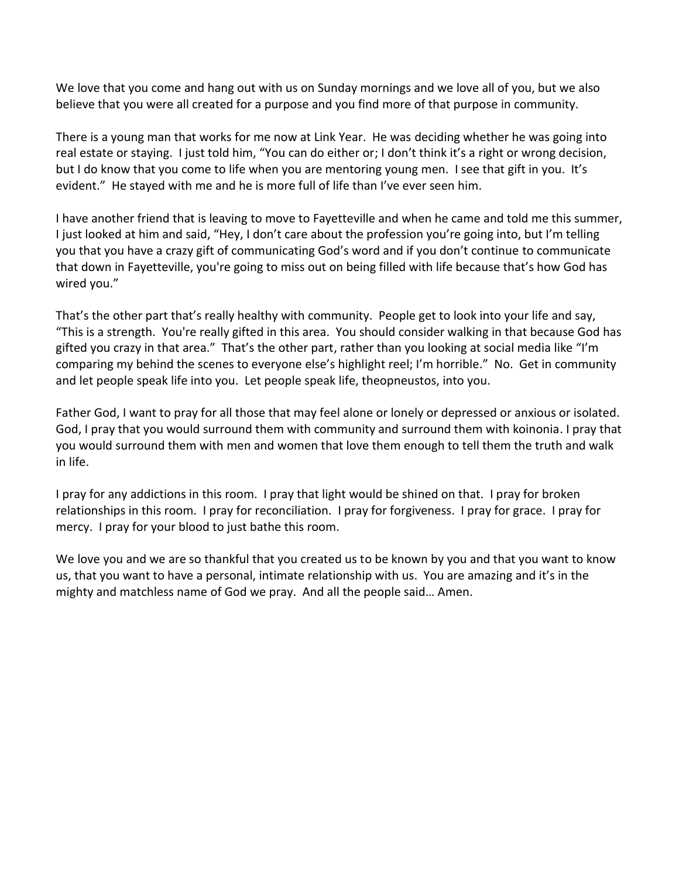We love that you come and hang out with us on Sunday mornings and we love all of you, but we also believe that you were all created for a purpose and you find more of that purpose in community.

There is a young man that works for me now at Link Year. He was deciding whether he was going into real estate or staying. I just told him, "You can do either or; I don't think it's a right or wrong decision, but I do know that you come to life when you are mentoring young men. I see that gift in you. It's evident." He stayed with me and he is more full of life than I've ever seen him.

I have another friend that is leaving to move to Fayetteville and when he came and told me this summer, I just looked at him and said, "Hey, I don't care about the profession you're going into, but I'm telling you that you have a crazy gift of communicating God's word and if you don't continue to communicate that down in Fayetteville, you're going to miss out on being filled with life because that's how God has wired you."

That's the other part that's really healthy with community. People get to look into your life and say, "This is a strength. You're really gifted in this area. You should consider walking in that because God has gifted you crazy in that area." That's the other part, rather than you looking at social media like "I'm comparing my behind the scenes to everyone else's highlight reel; I'm horrible." No. Get in community and let people speak life into you. Let people speak life, theopneustos, into you.

Father God, I want to pray for all those that may feel alone or lonely or depressed or anxious or isolated. God, I pray that you would surround them with community and surround them with koinonia. I pray that you would surround them with men and women that love them enough to tell them the truth and walk in life.

I pray for any addictions in this room. I pray that light would be shined on that. I pray for broken relationships in this room. I pray for reconciliation. I pray for forgiveness. I pray for grace. I pray for mercy. I pray for your blood to just bathe this room.

We love you and we are so thankful that you created us to be known by you and that you want to know us, that you want to have a personal, intimate relationship with us. You are amazing and it's in the mighty and matchless name of God we pray. And all the people said… Amen.